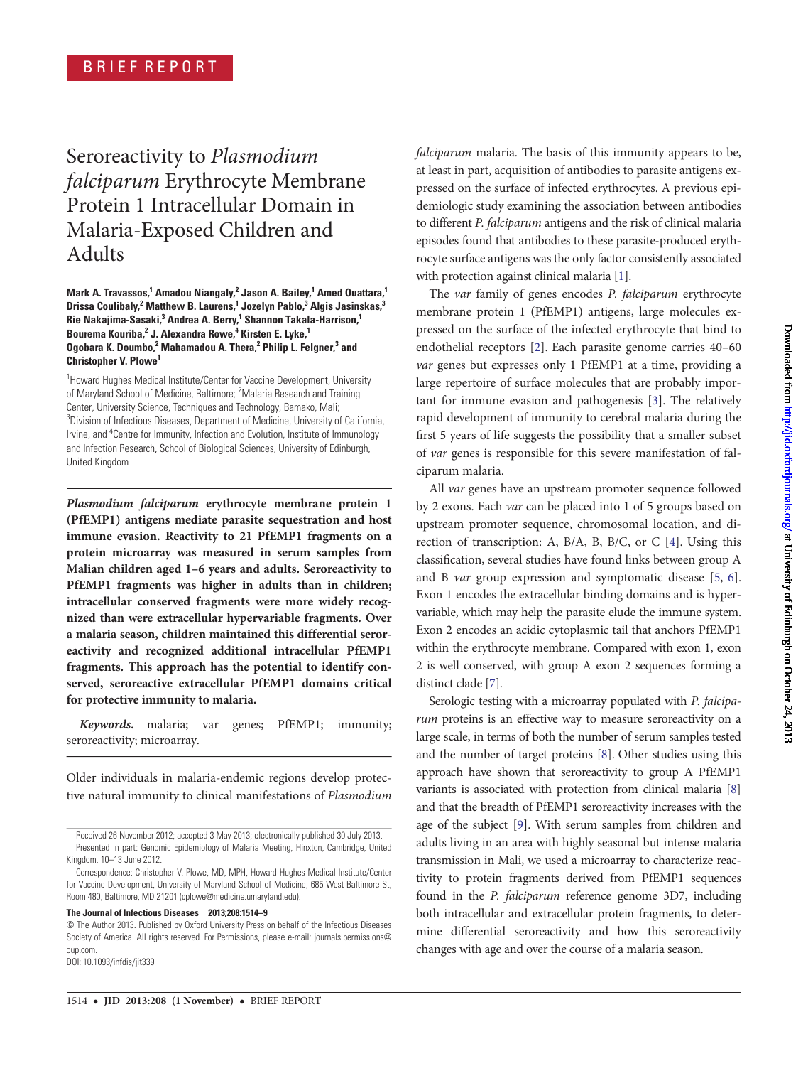BRIEF REPORT

# Seroreactivity to *Plasmodium falciparum* Erythrocyte Membrane Protein 1 Intracellular Domain in Malaria-Exposed Children and Adults

**Mark A. Travassos,[1] Amadou Niangaly,[2] Jason A. Bailey,[1] Amed Ouattara,[1] Drissa Coulibaly,[2] Matthew B. Laurens,[1] Jozelyn Pablo,[3] Algis Jasinskas,[3] Rie Nakajima-Sasaki,[3] Andrea A. Berry,[1] Shannon Takala-Harrison,[1] Bourema Kouriba,[2] J. Alexandra Rowe,[4] Kirsten E. Lyke,[1] Ogobara K. Doumbo,[2] Mahamadou A. Thera,[2] Philip L. Felgner,[3] and Christopher V. Plowe[1]**

[1]Howard Hughes Medical Institute/Center for Vaccine Development, University of Maryland School of Medicine, Baltimore; [2]Malaria Research and Training Center, University Science, Techniques and Technology, Bamako, Mali; [3]Division of Infectious Diseases, Department of Medicine, University of California, Irvine, and [4]Centre for Immunity, Infection and Evolution, Institute of Immunology and Infection Research, School of Biological Sciences, University of Edinburgh, United Kingdom

***Plasmodium falciparum* erythrocyte membrane protein 1 (PfEMP1) antigens mediate parasite sequestration and host immune evasion. Reactivity to 21 PfEMP1 fragments on a protein microarray was measured in serum samples from Malian children aged 1–6 years and adults. Seroreactivity to PfEMP1 fragments was higher in adults than in children; intracellular conserved fragments were more widely recognized than were extracellular hypervariable fragments. Over a malaria season, children maintained this differential seroreactivity and recognized additional intracellular PfEMP1 fragments. This approach has the potential to identify conserved, seroreactive extracellular PfEMP1 domains critical for protective immunity to malaria.**

***Keywords.*** malaria; var genes; PfEMP1; immunity; seroreactivity; microarray.

Older individuals in malaria-endemic regions develop protective natural immunity to clinical manifestations of *Plasmodium falciparum* malaria. The basis of this immunity appears to be, at least in part, acquisition of antibodies to parasite antigens expressed on the surface of infected erythrocytes. A previous epidemiologic study examining the association between antibodies to different *P. falciparum* antigens and the risk of clinical malaria episodes found that antibodies to these parasite-produced erythrocyte surface antigens was the only factor consistently associated with protection against clinical malaria [1].

The *var* family of genes encodes *P. falciparum* erythrocyte membrane protein 1 (PfEMP1) antigens, large molecules expressed on the surface of the infected erythrocyte that bind to endothelial receptors [2]. Each parasite genome carries 40–60 *var* genes but expresses only 1 PfEMP1 at a time, providing a large repertoire of surface molecules that are probably important for immune evasion and pathogenesis [3]. The relatively rapid development of immunity to cerebral malaria during the first 5 years of life suggests the possibility that a smaller subset of *var* genes is responsible for this severe manifestation of falciparum malaria.

All *var* genes have an upstream promoter sequence followed by 2 exons. Each *var* can be placed into 1 of 5 groups based on upstream promoter sequence, chromosomal location, and direction of transcription: A, B/A, B, B/C, or C [4]. Using this classification, several studies have found links between group A and B *var* group expression and symptomatic disease [5, 6]. Exon 1 encodes the extracellular binding domains and is hypervariable, which may help the parasite elude the immune system. Exon 2 encodes an acidic cytoplasmic tail that anchors PfEMP1 within the erythrocyte membrane. Compared with exon 1, exon 2 is well conserved, with group A exon 2 sequences forming a distinct clade [7].

Serologic testing with a microarray populated with *P. falciparum* proteins is an effective way to measure seroreactivity on a large scale, in terms of both the number of serum samples tested and the number of target proteins [8]. Other studies using this approach have shown that seroreactivity to group A PfEMP1 variants is associated with protection from clinical malaria [8] and that the breadth of PfEMP1 seroreactivity increases with the age of the subject [9]. With serum samples from children and adults living in an area with highly seasonal but intense malaria transmission in Mali, we used a microarray to characterize reactivity to protein fragments derived from PfEMP1 sequences found in the *P. falciparum* reference genome 3D7, including both intracellular and extracellular protein fragments, to determine differential seroreactivity and how this seroreactivity changes with age and over the course of a malaria season.

Received 26 November 2012; accepted 3 May 2013; electronically published 30 July 2013.
Presented in part: Genomic Epidemiology of Malaria Meeting, Hinxton, Cambridge, United Kingdom, 10–13 June 2012.

Correspondence: Christopher V. Plowe, MD, MPH, Howard Hughes Medical Institute/Center for Vaccine Development, University of Maryland School of Medicine, 685 West Baltimore St, Room 480, Baltimore, MD 21201 (cplowe@medicine.umaryland.edu).

**The Journal of Infectious Diseases 2013;208:1514–9**
© The Author 2013. Published by Oxford University Press on behalf of the Infectious Diseases Society of America. All rights reserved. For Permissions, please e-mail: journals.permissions@oup.com.
DOI: 10.1093/infdis/jit339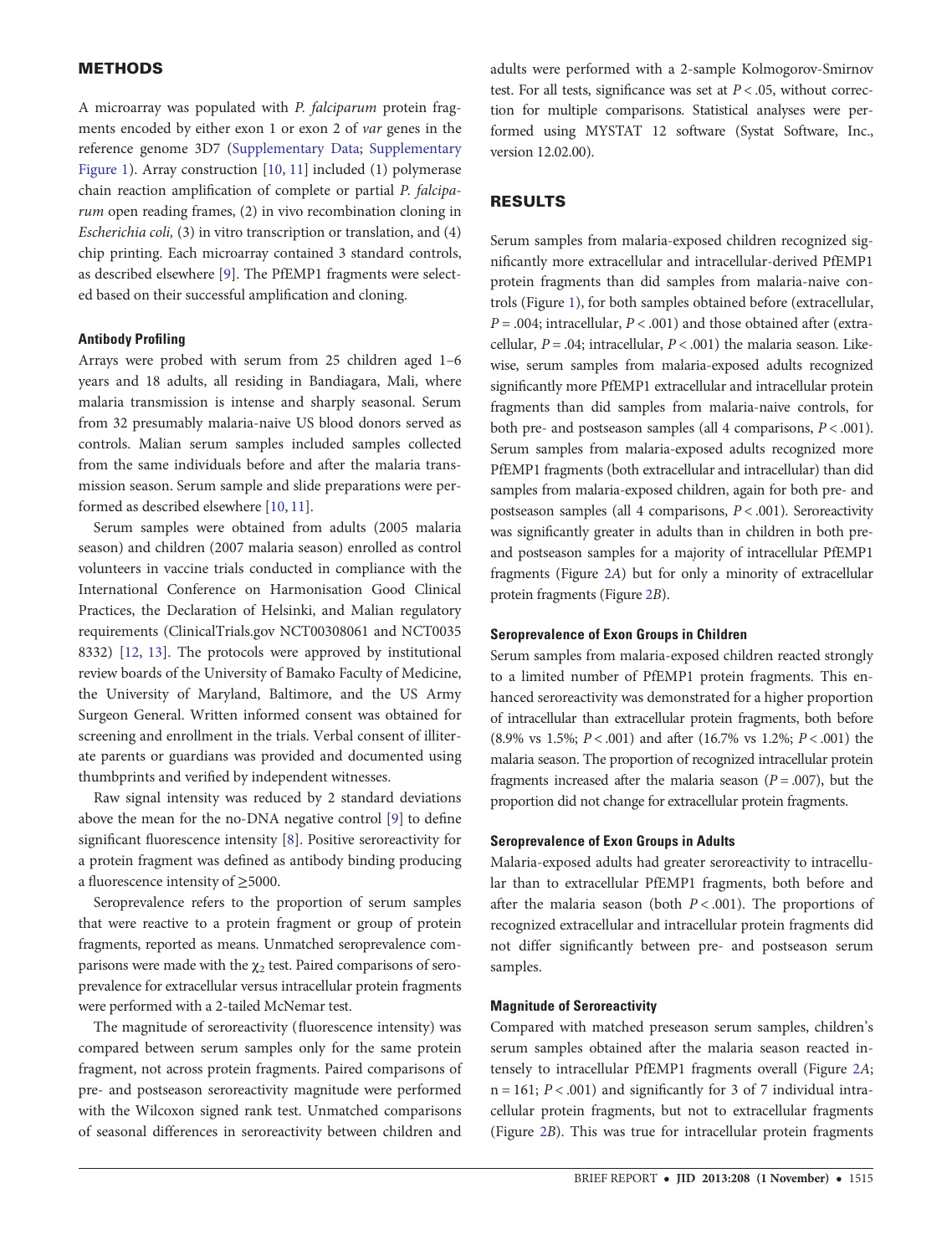## METHODS

A microarray was populated with *P. falciparum* protein fragments encoded by either exon 1 or exon 2 of *var* genes in the reference genome 3D7 (Supplementary Data; Supplementary Figure 1). Array construction [10, 11] included (1) polymerase chain reaction amplification of complete or partial *P. falciparum* open reading frames, (2) in vivo recombination cloning in *Escherichia coli,* (3) in vitro transcription or translation, and (4) chip printing. Each microarray contained 3 standard controls, as described elsewhere [9]. The PfEMP1 fragments were selected based on their successful amplification and cloning.

### Antibody Profiling

Arrays were probed with serum from 25 children aged 1–6 years and 18 adults, all residing in Bandiagara, Mali, where malaria transmission is intense and sharply seasonal. Serum from 32 presumably malaria-naive US blood donors served as controls. Malian serum samples included samples collected from the same individuals before and after the malaria transmission season. Serum sample and slide preparations were performed as described elsewhere [10, 11].

Serum samples were obtained from adults (2005 malaria season) and children (2007 malaria season) enrolled as control volunteers in vaccine trials conducted in compliance with the International Conference on Harmonisation Good Clinical Practices, the Declaration of Helsinki, and Malian regulatory requirements (ClinicalTrials.gov NCT00308061 and NCT00358332) [12, 13]. The protocols were approved by institutional review boards of the University of Bamako Faculty of Medicine, the University of Maryland, Baltimore, and the US Army Surgeon General. Written informed consent was obtained for screening and enrollment in the trials. Verbal consent of illiterate parents or guardians was provided and documented using thumbprints and verified by independent witnesses.

Raw signal intensity was reduced by 2 standard deviations above the mean for the no-DNA negative control [9] to define significant fluorescence intensity [8]. Positive seroreactivity for a protein fragment was defined as antibody binding producing a fluorescence intensity of ≥5000.

Seroprevalence refers to the proportion of serum samples that were reactive to a protein fragment or group of protein fragments, reported as means. Unmatched seroprevalence comparisons were made with the $\chi_2$ test. Paired comparisons of seroprevalence for extracellular versus intracellular protein fragments were performed with a 2-tailed McNemar test.

The magnitude of seroreactivity (fluorescence intensity) was compared between serum samples only for the same protein fragment, not across protein fragments. Paired comparisons of pre- and postseason seroreactivity magnitude were performed with the Wilcoxon signed rank test. Unmatched comparisons of seasonal differences in seroreactivity between children and adults were performed with a 2-sample Kolmogorov-Smirnov test. For all tests, significance was set at $P < .05$, without correction for multiple comparisons. Statistical analyses were performed using MYSTAT 12 software (Systat Software, Inc., version 12.02.00).

## RESULTS

Serum samples from malaria-exposed children recognized significantly more extracellular and intracellular-derived PfEMP1 protein fragments than did samples from malaria-naive controls (Figure 1), for both samples obtained before (extracellular, $P = .004$; intracellular, $P < .001$) and those obtained after (extracellular, $P = .04$; intracellular, $P < .001$) the malaria season. Likewise, serum samples from malaria-exposed adults recognized significantly more PfEMP1 extracellular and intracellular protein fragments than did samples from malaria-naive controls, for both pre- and postseason samples (all 4 comparisons, $P < .001$). Serum samples from malaria-exposed adults recognized more PfEMP1 fragments (both extracellular and intracellular) than did samples from malaria-exposed children, again for both pre- and postseason samples (all 4 comparisons, $P < .001$). Seroreactivity was significantly greater in adults than in children in both pre- and postseason samples for a majority of intracellular PfEMP1 fragments (Figure 2*A*) but for only a minority of extracellular protein fragments (Figure 2*B*).

### Seroprevalence of Exon Groups in Children

Serum samples from malaria-exposed children reacted strongly to a limited number of PfEMP1 protein fragments. This enhanced seroreactivity was demonstrated for a higher proportion of intracellular than extracellular protein fragments, both before (8.9% vs 1.5%; $P < .001$) and after (16.7% vs 1.2%; $P < .001$) the malaria season. The proportion of recognized intracellular protein fragments increased after the malaria season ($P = .007$), but the proportion did not change for extracellular protein fragments.

### Seroprevalence of Exon Groups in Adults

Malaria-exposed adults had greater seroreactivity to intracellular than to extracellular PfEMP1 fragments, both before and after the malaria season (both $P < .001$). The proportions of recognized extracellular and intracellular protein fragments did not differ significantly between pre- and postseason serum samples.

### Magnitude of Seroreactivity

Compared with matched preseason serum samples, children's serum samples obtained after the malaria season reacted intensely to intracellular PfEMP1 fragments overall (Figure 2*A*; n = 161; $P < .001$) and significantly for 3 of 7 individual intracellular protein fragments, but not to extracellular fragments (Figure 2*B*). This was true for intracellular protein fragments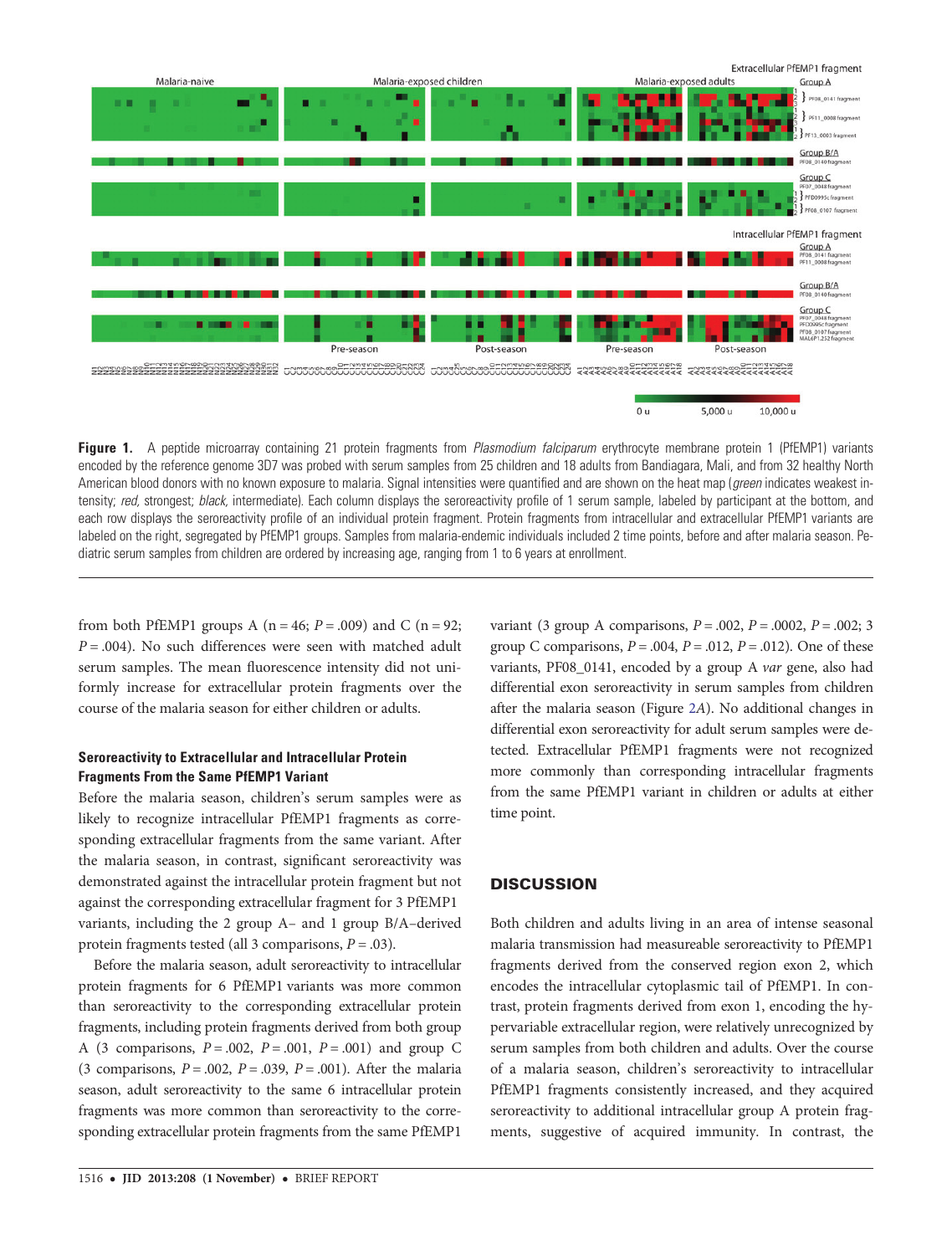**Figure 1.** A peptide microarray containing 21 protein fragments from *Plasmodium falciparum* erythrocyte membrane protein 1 (PfEMP1) variants encoded by the reference genome 3D7 was probed with serum samples from 25 children and 18 adults from Bandiagara, Mali, and from 32 healthy North American blood donors with no known exposure to malaria. Signal intensities were quantified and are shown on the heat map (*green* indicates weakest intensity; *red,* strongest; *black,* intermediate). Each column displays the seroreactivity profile of 1 serum sample, labeled by participant at the bottom, and each row displays the seroreactivity profile of an individual protein fragment. Protein fragments from intracellular and extracellular PfEMP1 variants are labeled on the right, segregated by PfEMP1 groups. Samples from malaria-endemic individuals included 2 time points, before and after malaria season. Pediatric serum samples from children are ordered by increasing age, ranging from 1 to 6 years at enrollment.

from both PfEMP1 groups A (n = 46; *P* = .009) and C (n = 92; *P* = .004). No such differences were seen with matched adult serum samples. The mean fluorescence intensity did not uniformly increase for extracellular protein fragments over the course of the malaria season for either children or adults.

### Seroreactivity to Extracellular and Intracellular Protein Fragments From the Same PfEMP1 Variant

Before the malaria season, children's serum samples were as likely to recognize intracellular PfEMP1 fragments as corresponding extracellular fragments from the same variant. After the malaria season, in contrast, significant seroreactivity was demonstrated against the intracellular protein fragment but not against the corresponding extracellular fragment for 3 PfEMP1 variants, including the 2 group A– and 1 group B/A–derived protein fragments tested (all 3 comparisons, *P* = .03).

Before the malaria season, adult seroreactivity to intracellular protein fragments for 6 PfEMP1 variants was more common than seroreactivity to the corresponding extracellular protein fragments, including protein fragments derived from both group A (3 comparisons, *P* = .002, *P* = .001, *P* = .001) and group C (3 comparisons, *P* = .002, *P* = .039, *P* = .001). After the malaria season, adult seroreactivity to the same 6 intracellular protein fragments was more common than seroreactivity to the corresponding extracellular protein fragments from the same PfEMP1 variant (3 group A comparisons, *P* = .002, *P* = .0002, *P* = .002; 3 group C comparisons, *P* = .004, *P* = .012, *P* = .012). One of these variants, PF08_0141, encoded by a group A *var* gene, also had differential exon seroreactivity in serum samples from children after the malaria season (Figure 2*A*). No additional changes in differential exon seroreactivity for adult serum samples were detected. Extracellular PfEMP1 fragments were not recognized more commonly than corresponding intracellular fragments from the same PfEMP1 variant in children or adults at either time point.

## DISCUSSION

Both children and adults living in an area of intense seasonal malaria transmission had measureable seroreactivity to PfEMP1 fragments derived from the conserved region exon 2, which encodes the intracellular cytoplasmic tail of PfEMP1. In contrast, protein fragments derived from exon 1, encoding the hypervariable extracellular region, were relatively unrecognized by serum samples from both children and adults. Over the course of a malaria season, children's seroreactivity to intracellular PfEMP1 fragments consistently increased, and they acquired seroreactivity to additional intracellular group A protein fragments, suggestive of acquired immunity. In contrast, the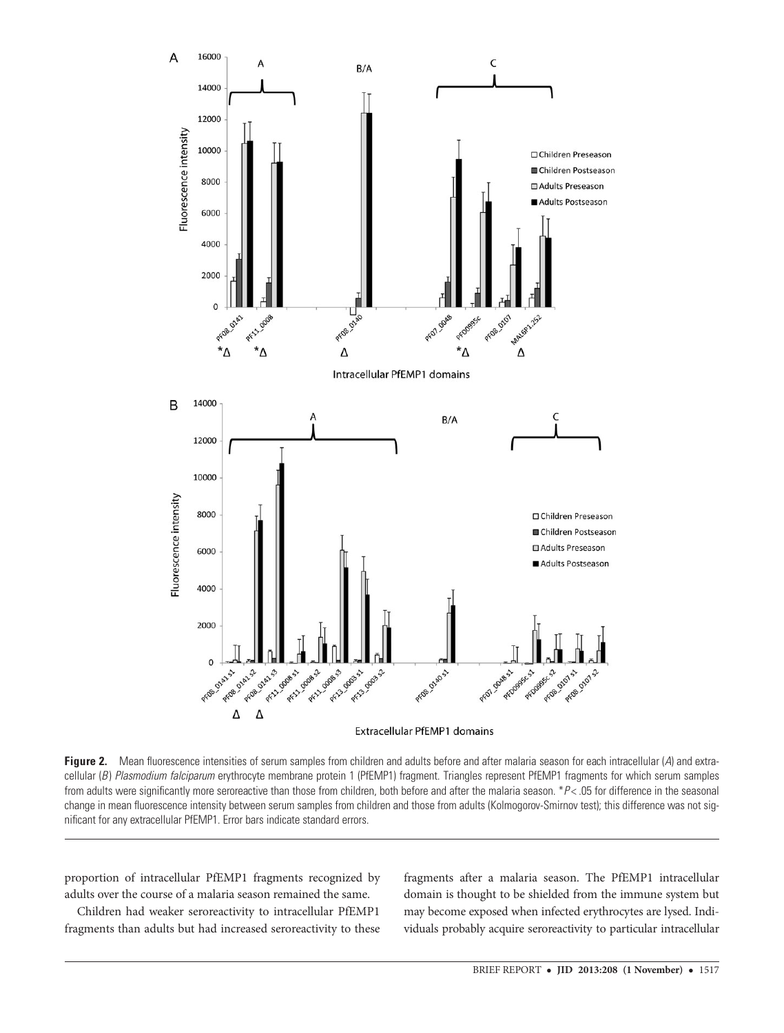**Figure 2.** Mean fluorescence intensities of serum samples from children and adults before and after malaria season for each intracellular (*A*) and extracellular (*B*) *Plasmodium falciparum* erythrocyte membrane protein 1 (PfEMP1) fragment. Triangles represent PfEMP1 fragments for which serum samples from adults were significantly more seroreactive than those from children, both before and after the malaria season. *$P < .05$ for difference in the seasonal change in mean fluorescence intensity between serum samples from children and those from adults (Kolmogorov-Smirnov test); this difference was not significant for any extracellular PfEMP1. Error bars indicate standard errors.

proportion of intracellular PfEMP1 fragments recognized by adults over the course of a malaria season remained the same.

Children had weaker seroreactivity to intracellular PfEMP1 fragments than adults but had increased seroreactivity to these fragments after a malaria season. The PfEMP1 intracellular domain is thought to be shielded from the immune system but may become exposed when infected erythrocytes are lysed. Individuals probably acquire seroreactivity to particular intracellular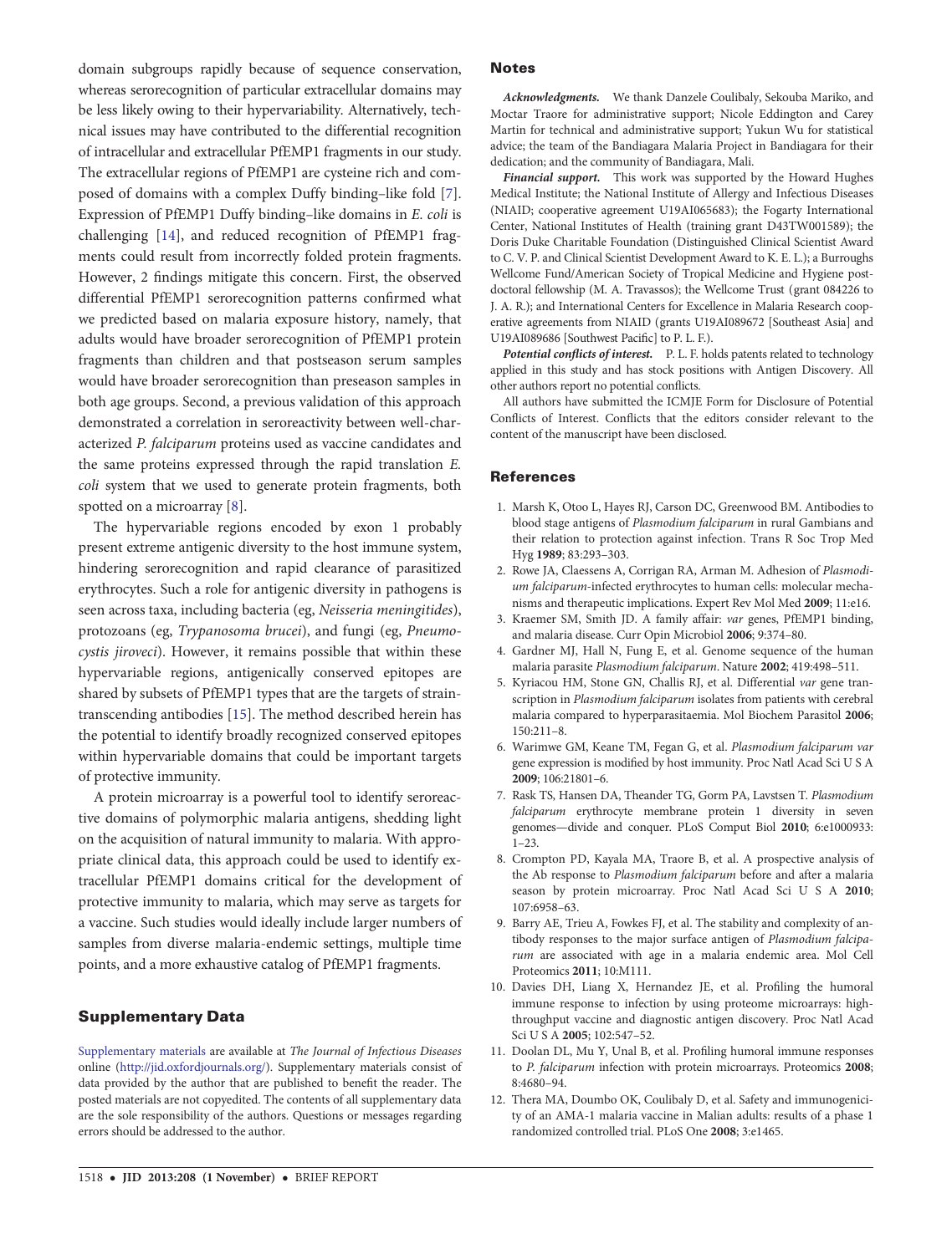domain subgroups rapidly because of sequence conservation, whereas serorecognition of particular extracellular domains may be less likely owing to their hypervariability. Alternatively, technical issues may have contributed to the differential recognition of intracellular and extracellular PfEMP1 fragments in our study. The extracellular regions of PfEMP1 are cysteine rich and composed of domains with a complex Duffy binding–like fold [7]. Expression of PfEMP1 Duffy binding–like domains in *E. coli* is challenging [14], and reduced recognition of PfEMP1 fragments could result from incorrectly folded protein fragments. However, 2 findings mitigate this concern. First, the observed differential PfEMP1 serorecognition patterns confirmed what we predicted based on malaria exposure history, namely, that adults would have broader serorecognition of PfEMP1 protein fragments than children and that postseason serum samples would have broader serorecognition than preseason samples in both age groups. Second, a previous validation of this approach demonstrated a correlation in seroreactivity between well-characterized *P. falciparum* proteins used as vaccine candidates and the same proteins expressed through the rapid translation *E. coli* system that we used to generate protein fragments, both spotted on a microarray [8].

The hypervariable regions encoded by exon 1 probably present extreme antigenic diversity to the host immune system, hindering serorecognition and rapid clearance of parasitized erythrocytes. Such a role for antigenic diversity in pathogens is seen across taxa, including bacteria (eg, *Neisseria meningitides*), protozoans (eg, *Trypanosoma brucei*), and fungi (eg, *Pneumocystis jiroveci*). However, it remains possible that within these hypervariable regions, antigenically conserved epitopes are shared by subsets of PfEMP1 types that are the targets of strain-transcending antibodies [15]. The method described herein has the potential to identify broadly recognized conserved epitopes within hypervariable domains that could be important targets of protective immunity.

A protein microarray is a powerful tool to identify seroreactive domains of polymorphic malaria antigens, shedding light on the acquisition of natural immunity to malaria. With appropriate clinical data, this approach could be used to identify extracellular PfEMP1 domains critical for the development of protective immunity to malaria, which may serve as targets for a vaccine. Such studies would ideally include larger numbers of samples from diverse malaria-endemic settings, multiple time points, and a more exhaustive catalog of PfEMP1 fragments.

## Supplementary Data

Supplementary materials are available at *The Journal of Infectious Diseases* online (http://jid.oxfordjournals.org/). Supplementary materials consist of data provided by the author that are published to benefit the reader. The posted materials are not copyedited. The contents of all supplementary data are the sole responsibility of the authors. Questions or messages regarding errors should be addressed to the author.

## Notes

***Acknowledgments.*** We thank Danzele Coulibaly, Sekouba Mariko, and Moctar Traore for administrative support; Nicole Eddington and Carey Martin for technical and administrative support; Yukun Wu for statistical advice; the team of the Bandiagara Malaria Project in Bandiagara for their dedication; and the community of Bandiagara, Mali.

***Financial support.*** This work was supported by the Howard Hughes Medical Institute; the National Institute of Allergy and Infectious Diseases (NIAID; cooperative agreement U19AI065683); the Fogarty International Center, National Institutes of Health (training grant D43TW001589); the Doris Duke Charitable Foundation (Distinguished Clinical Scientist Award to C. V. P. and Clinical Scientist Development Award to K. E. L.); a Burroughs Wellcome Fund/American Society of Tropical Medicine and Hygiene postdoctoral fellowship (M. A. Travassos); the Wellcome Trust (grant 084226 to J. A. R.); and International Centers for Excellence in Malaria Research cooperative agreements from NIAID (grants U19AI089672 [Southeast Asia] and U19AI089686 [Southwest Pacific] to P. L. F.).

***Potential conflicts of interest.*** P. L. F. holds patents related to technology applied in this study and has stock positions with Antigen Discovery. All other authors report no potential conflicts.

All authors have submitted the ICMJE Form for Disclosure of Potential Conflicts of Interest. Conflicts that the editors consider relevant to the content of the manuscript have been disclosed.

## References

1. Marsh K, Otoo L, Hayes RJ, Carson DC, Greenwood BM. Antibodies to blood stage antigens of *Plasmodium falciparum* in rural Gambians and their relation to protection against infection. Trans R Soc Trop Med Hyg **1989**; 83:293–303.
2. Rowe JA, Claessens A, Corrigan RA, Arman M. Adhesion of *Plasmodium falciparum*-infected erythrocytes to human cells: molecular mechanisms and therapeutic implications. Expert Rev Mol Med **2009**; 11:e16.
3. Kraemer SM, Smith JD. A family affair: *var* genes, PfEMP1 binding, and malaria disease. Curr Opin Microbiol **2006**; 9:374–80.
4. Gardner MJ, Hall N, Fung E, et al. Genome sequence of the human malaria parasite *Plasmodium falciparum*. Nature **2002**; 419:498–511.
5. Kyriacou HM, Stone GN, Challis RJ, et al. Differential *var* gene transcription in *Plasmodium falciparum* isolates from patients with cerebral malaria compared to hyperparasitaemia. Mol Biochem Parasitol **2006**; 150:211–8.
6. Warimwe GM, Keane TM, Fegan G, et al. *Plasmodium falciparum var* gene expression is modified by host immunity. Proc Natl Acad Sci U S A **2009**; 106:21801–6.
7. Rask TS, Hansen DA, Theander TG, Gorm PA, Lavstsen T. *Plasmodium falciparum* erythrocyte membrane protein 1 diversity in seven genomes—divide and conquer. PLoS Comput Biol **2010**; 6:e1000933: 1–23.
8. Crompton PD, Kayala MA, Traore B, et al. A prospective analysis of the Ab response to *Plasmodium falciparum* before and after a malaria season by protein microarray. Proc Natl Acad Sci U S A **2010**; 107:6958–63.
9. Barry AE, Trieu A, Fowkes FJ, et al. The stability and complexity of antibody responses to the major surface antigen of *Plasmodium falciparum* are associated with age in a malaria endemic area. Mol Cell Proteomics **2011**; 10:M111.
10. Davies DH, Liang X, Hernandez JE, et al. Profiling the humoral immune response to infection by using proteome microarrays: high-throughput vaccine and diagnostic antigen discovery. Proc Natl Acad Sci U S A **2005**; 102:547–52.
11. Doolan DL, Mu Y, Unal B, et al. Profiling humoral immune responses to *P. falciparum* infection with protein microarrays. Proteomics **2008**; 8:4680–94.
12. Thera MA, Doumbo OK, Coulibaly D, et al. Safety and immunogenicity of an AMA-1 malaria vaccine in Malian adults: results of a phase 1 randomized controlled trial. PLoS One **2008**; 3:e1465.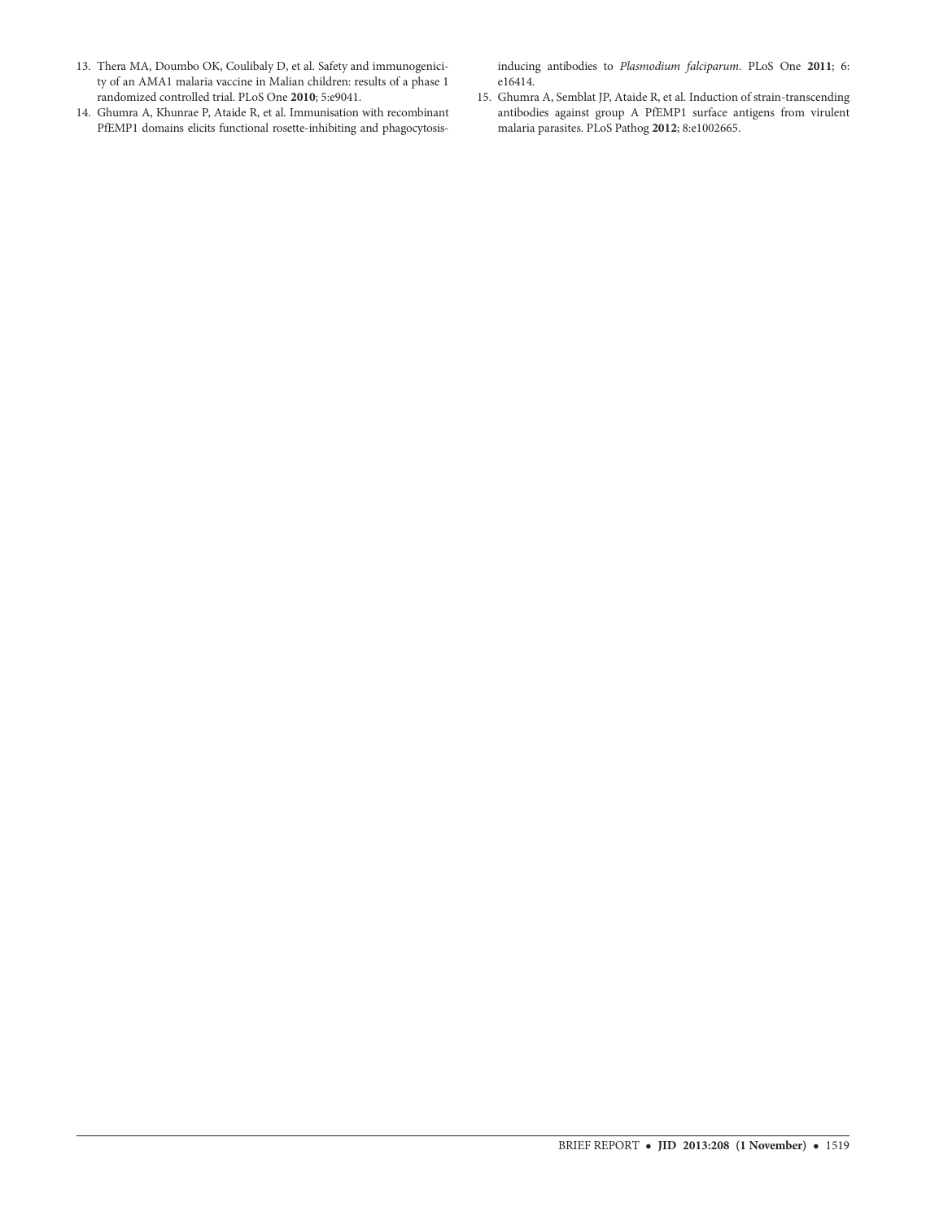13. Thera MA, Doumbo OK, Coulibaly D, et al. Safety and immunogenicity of an AMA1 malaria vaccine in Malian children: results of a phase 1 randomized controlled trial. PLoS One **2010**; 5:e9041.
14. Ghumra A, Khunrae P, Ataide R, et al. Immunisation with recombinant PfEMP1 domains elicits functional rosette-inhibiting and phagocytosis-inducing antibodies to *Plasmodium falciparum*. PLoS One **2011**; 6: e16414.
15. Ghumra A, Semblat JP, Ataide R, et al. Induction of strain-transcending antibodies against group A PfEMP1 surface antigens from virulent malaria parasites. PLoS Pathog **2012**; 8:e1002665.